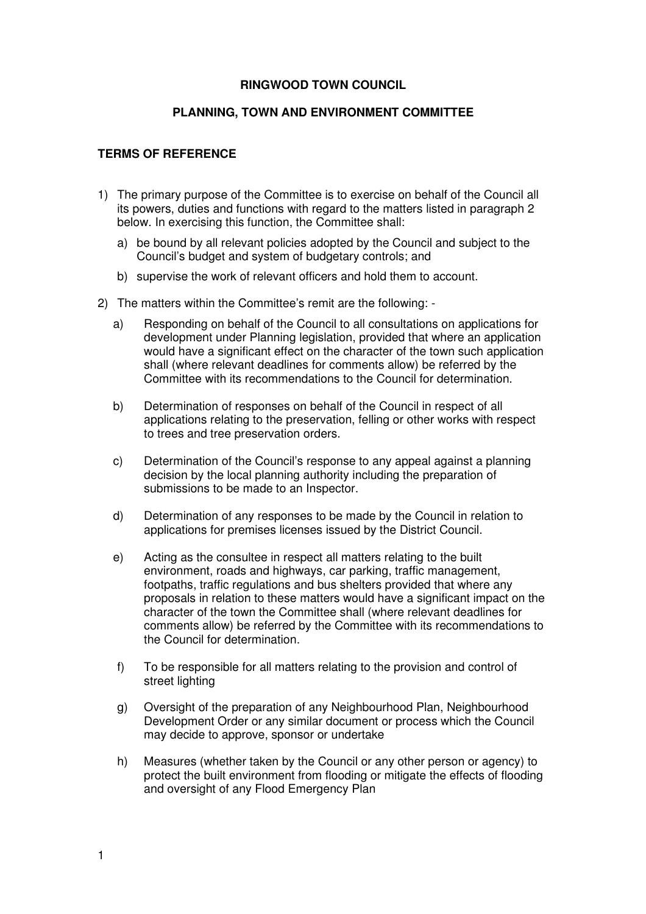**RINGWOOD TOWN COUNCIL**

**PLANNING, TOWN AND ENVIRONMENT COMMITTEE**

**TERMS OF REFERENCE**

1) The primary purpose of the Committee is to exercise on behalf of the Council all its powers, duties and functions with regard to the matters listed in paragraph 2 below. In exercising this function, the Committee shall:

   a) be bound by all relevant policies adopted by the Council and subject to the Council's budget and system of budgetary controls; and

   b) supervise the work of relevant officers and hold them to account.

2) The matters within the Committee's remit are the following: -

   a) Responding on behalf of the Council to all consultations on applications for development under Planning legislation, provided that where an application would have a significant effect on the character of the town such application shall (where relevant deadlines for comments allow) be referred by the Committee with its recommendations to the Council for determination.

   b) Determination of responses on behalf of the Council in respect of all applications relating to the preservation, felling or other works with respect to trees and tree preservation orders.

   c) Determination of the Council's response to any appeal against a planning decision by the local planning authority including the preparation of submissions to be made to an Inspector.

   d) Determination of any responses to be made by the Council in relation to applications for premises licenses issued by the District Council.

   e) Acting as the consultee in respect all matters relating to the built environment, roads and highways, car parking, traffic management, footpaths, traffic regulations and bus shelters provided that where any proposals in relation to these matters would have a significant impact on the character of the town the Committee shall (where relevant deadlines for comments allow) be referred by the Committee with its recommendations to the Council for determination.

   f) To be responsible for all matters relating to the provision and control of street lighting

   g) Oversight of the preparation of any Neighbourhood Plan, Neighbourhood Development Order or any similar document or process which the Council may decide to approve, sponsor or undertake

   h) Measures (whether taken by the Council or any other person or agency) to protect the built environment from flooding or mitigate the effects of flooding and oversight of any Flood Emergency Plan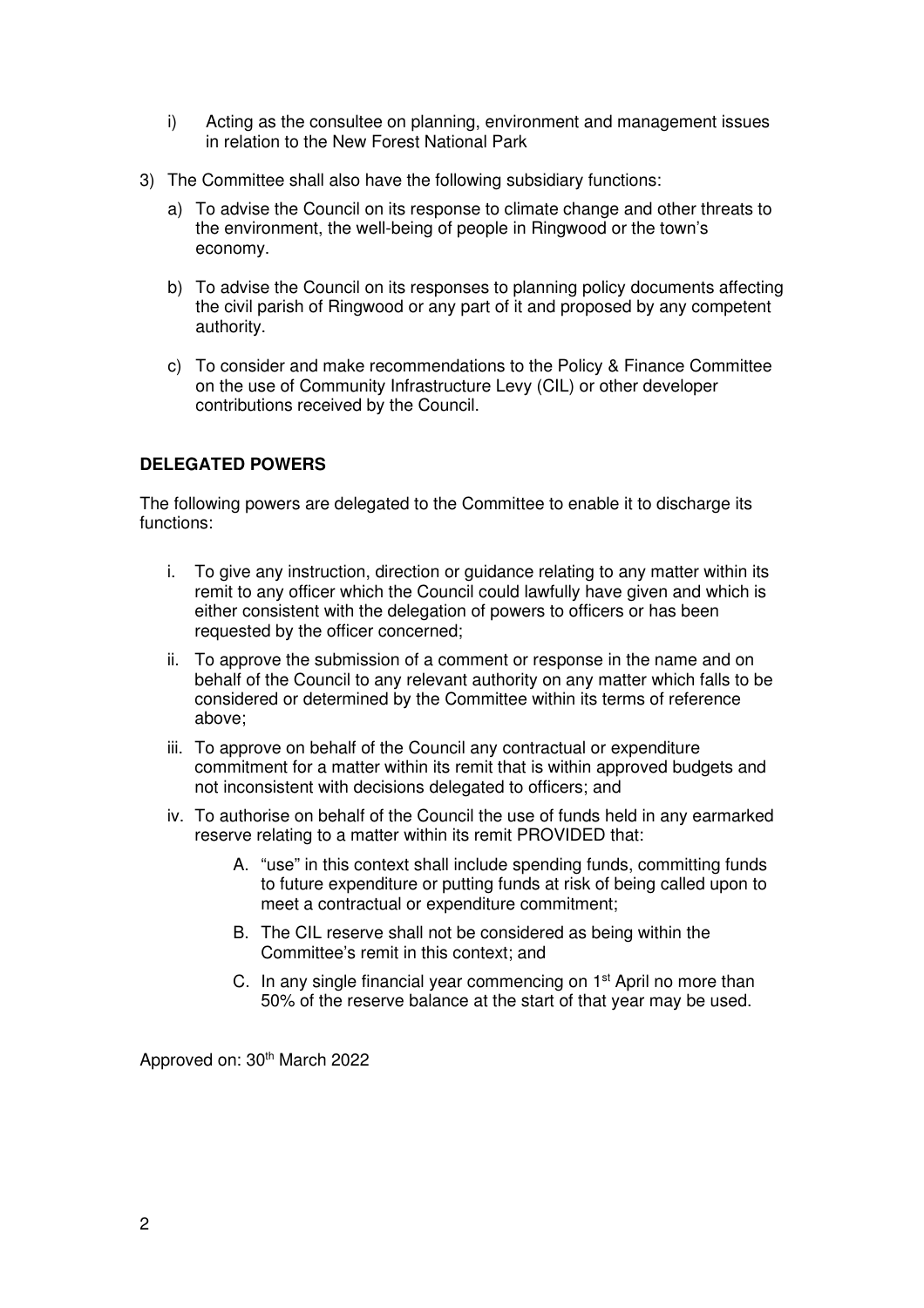i) Acting as the consultee on planning, environment and management issues in relation to the New Forest National Park

3) The Committee shall also have the following subsidiary functions:

   a) To advise the Council on its response to climate change and other threats to the environment, the well-being of people in Ringwood or the town's economy.

   b) To advise the Council on its responses to planning policy documents affecting the civil parish of Ringwood or any part of it and proposed by any competent authority.

   c) To consider and make recommendations to the Policy & Finance Committee on the use of Community Infrastructure Levy (CIL) or other developer contributions received by the Council.

**DELEGATED POWERS**

The following powers are delegated to the Committee to enable it to discharge its functions:

i. To give any instruction, direction or guidance relating to any matter within its remit to any officer which the Council could lawfully have given and which is either consistent with the delegation of powers to officers or has been requested by the officer concerned;

ii. To approve the submission of a comment or response in the name and on behalf of the Council to any relevant authority on any matter which falls to be considered or determined by the Committee within its terms of reference above;

iii. To approve on behalf of the Council any contractual or expenditure commitment for a matter within its remit that is within approved budgets and not inconsistent with decisions delegated to officers; and

iv. To authorise on behalf of the Council the use of funds held in any earmarked reserve relating to a matter within its remit PROVIDED that:

   A. "use" in this context shall include spending funds, committing funds to future expenditure or putting funds at risk of being called upon to meet a contractual or expenditure commitment;

   B. The CIL reserve shall not be considered as being within the Committee's remit in this context; and

   C. In any single financial year commencing on 1st April no more than 50% of the reserve balance at the start of that year may be used.

Approved on: 30th March 2022